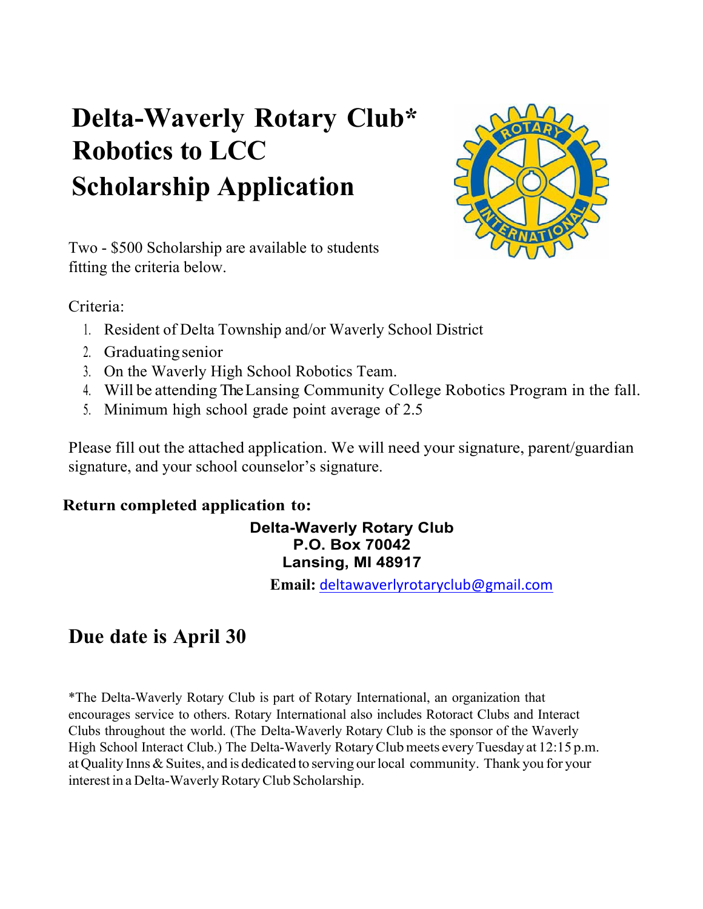# Delta-Waverly Rotary Club*
# Robotics to LCC
# Scholarship Application

Two - $500 Scholarship are available to students fitting the criteria below.

Criteria:

1. Resident of Delta Township and/or Waverly School District
2. Graduating senior
3. On the Waverly High School Robotics Team.
4. Will be attending The Lansing Community College Robotics Program in the fall.
5. Minimum high school grade point average of 2.5

Please fill out the attached application. We will need your signature, parent/guardian signature, and your school counselor's signature.

**Return completed application to:**

**Delta-Waverly Rotary Club**
**P.O. Box 70042**
**Lansing, MI 48917**

**Email:** deltawaverlyrotaryclub@gmail.com

## Due date is April 30

*The Delta-Waverly Rotary Club is part of Rotary International, an organization that encourages service to others. Rotary International also includes Rotoract Clubs and Interact Clubs throughout the world. (The Delta-Waverly Rotary Club is the sponsor of the Waverly High School Interact Club.) The Delta-Waverly Rotary Club meets every Tuesday at 12:15 p.m. at Quality Inns & Suites, and is dedicated to serving our local community. Thank you for your interest in a Delta-Waverly Rotary Club Scholarship.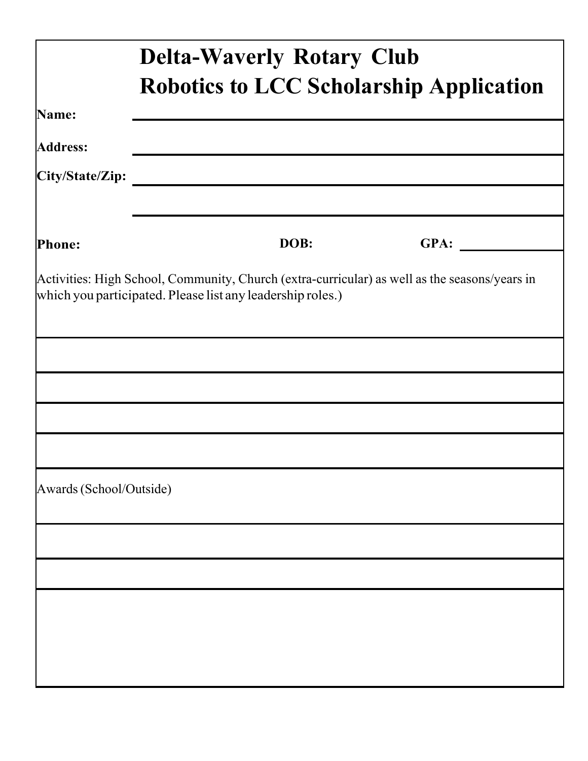# Delta-Waverly Rotary Club
# Robotics to LCC Scholarship Application

**Name:** ______________________________

**Address:** ______________________________

**City/State/Zip:** ______________________________

______________________________

**Phone:** **DOB:** **GPA:** ______________

Activities: High School, Community, Church (extra-curricular) as well as the seasons/years in which you participated. Please list any leadership roles.)

______________________________

______________________________

______________________________

______________________________

Awards (School/Outside)

______________________________

______________________________

______________________________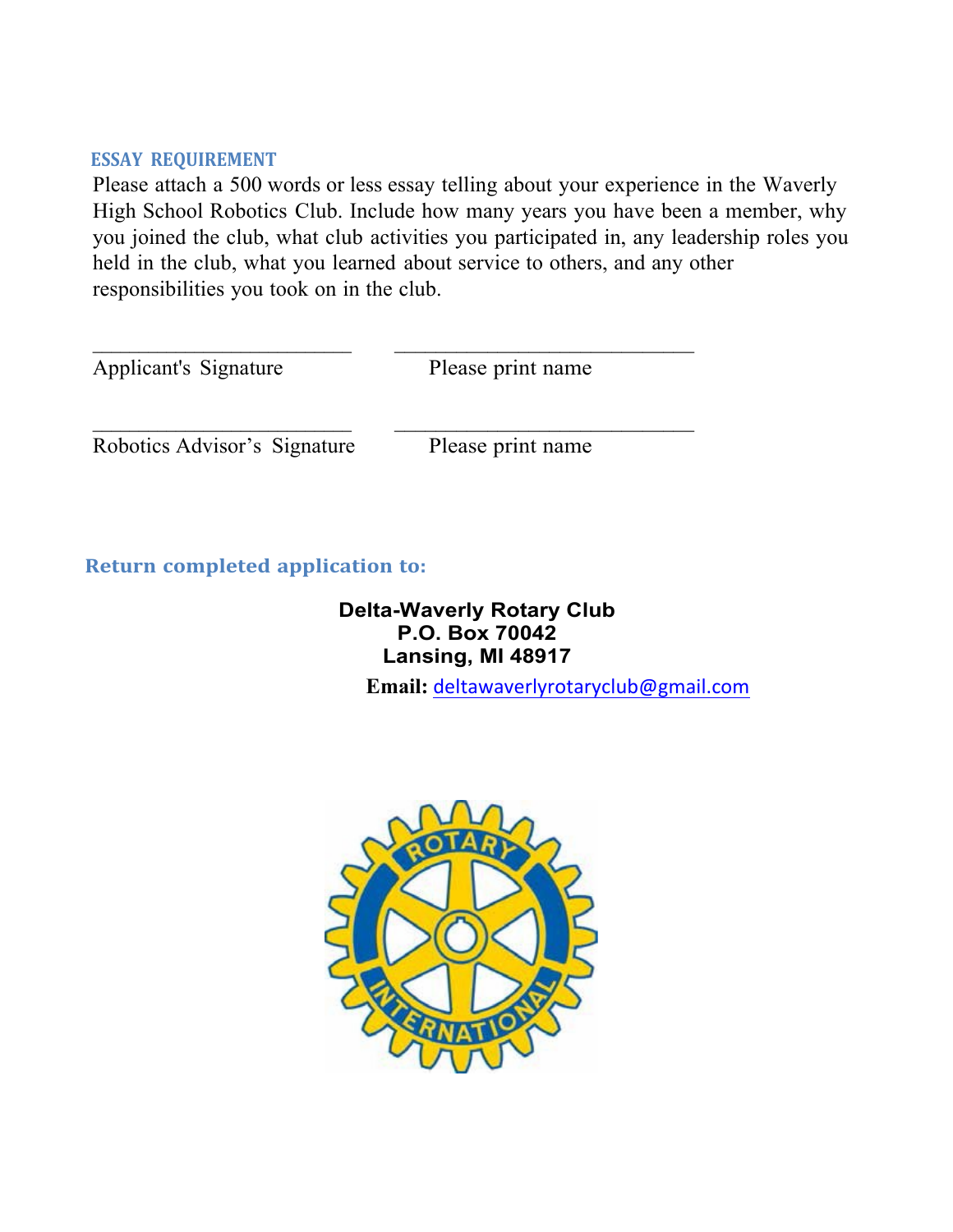## ESSAY REQUIREMENT

Please attach a 500 words or less essay telling about your experience in the Waverly High School Robotics Club. Include how many years you have been a member, why you joined the club, what club activities you participated in, any leadership roles you held in the club, what you learned about service to others, and any other responsibilities you took on in the club.

\_\_\_\_\_\_\_\_\_\_\_\_\_\_\_\_\_\_\_\_\_\_\_\_\_\_\_\_ \_\_\_\_\_\_\_\_\_\_\_\_\_\_\_\_\_\_\_\_\_\_\_\_\_\_\_\_\_\_\_\_\_
Applicant's Signature Please print name

\_\_\_\_\_\_\_\_\_\_\_\_\_\_\_\_\_\_\_\_\_\_\_\_\_\_\_\_ \_\_\_\_\_\_\_\_\_\_\_\_\_\_\_\_\_\_\_\_\_\_\_\_\_\_\_\_\_\_\_\_\_
Robotics Advisor's Signature Please print name

**Return completed application to:**

**Delta-Waverly Rotary Club**
**P.O. Box 70042**
**Lansing, MI 48917**
**Email:** deltawaverlyrotaryclub@gmail.com